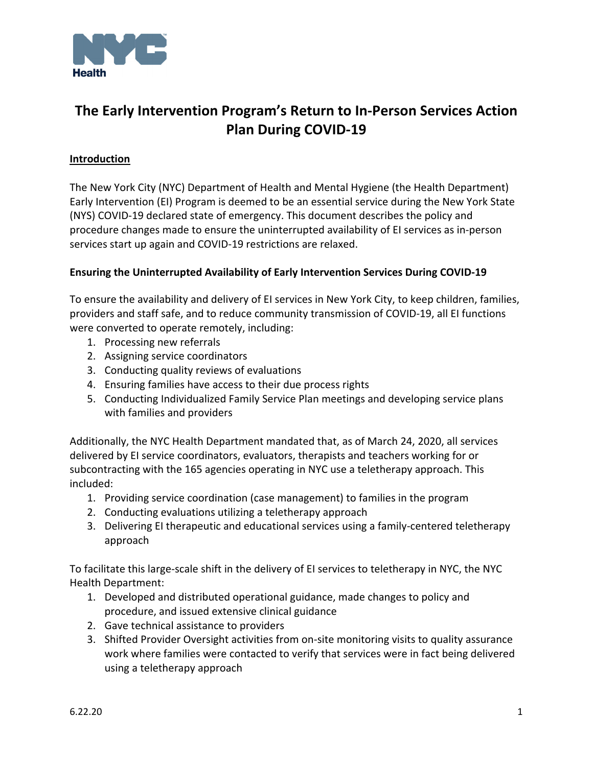# The Early Intervention Program's Return to In-Person Services Action Plan During COVID-19

## Introduction

The New York City (NYC) Department of Health and Mental Hygiene (the Health Department) Early Intervention (EI) Program is deemed to be an essential service during the New York State (NYS) COVID-19 declared state of emergency. This document describes the policy and procedure changes made to ensure the uninterrupted availability of EI services as in-person services start up again and COVID-19 restrictions are relaxed.

### Ensuring the Uninterrupted Availability of Early Intervention Services During COVID-19

To ensure the availability and delivery of EI services in New York City, to keep children, families, providers and staff safe, and to reduce community transmission of COVID-19, all EI functions were converted to operate remotely, including:

1. Processing new referrals
2. Assigning service coordinators
3. Conducting quality reviews of evaluations
4. Ensuring families have access to their due process rights
5. Conducting Individualized Family Service Plan meetings and developing service plans with families and providers

Additionally, the NYC Health Department mandated that, as of March 24, 2020, all services delivered by EI service coordinators, evaluators, therapists and teachers working for or subcontracting with the 165 agencies operating in NYC use a teletherapy approach. This included:

1. Providing service coordination (case management) to families in the program
2. Conducting evaluations utilizing a teletherapy approach
3. Delivering EI therapeutic and educational services using a family-centered teletherapy approach

To facilitate this large-scale shift in the delivery of EI services to teletherapy in NYC, the NYC Health Department:

1. Developed and distributed operational guidance, made changes to policy and procedure, and issued extensive clinical guidance
2. Gave technical assistance to providers
3. Shifted Provider Oversight activities from on-site monitoring visits to quality assurance work where families were contacted to verify that services were in fact being delivered using a teletherapy approach

6.22.20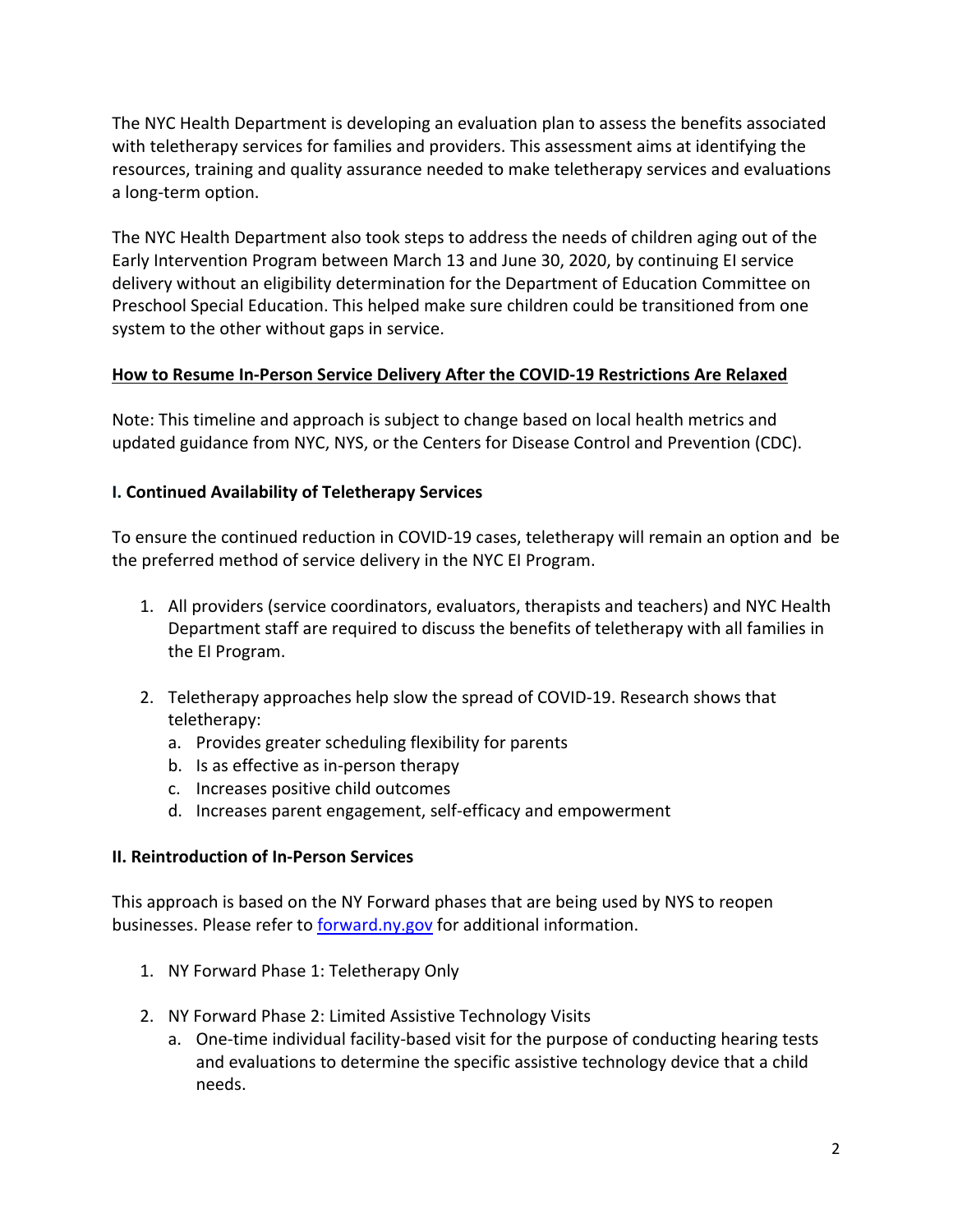The NYC Health Department is developing an evaluation plan to assess the benefits associated with teletherapy services for families and providers. This assessment aims at identifying the resources, training and quality assurance needed to make teletherapy services and evaluations a long-term option.

The NYC Health Department also took steps to address the needs of children aging out of the Early Intervention Program between March 13 and June 30, 2020, by continuing EI service delivery without an eligibility determination for the Department of Education Committee on Preschool Special Education. This helped make sure children could be transitioned from one system to the other without gaps in service.

## How to Resume In-Person Service Delivery After the COVID-19 Restrictions Are Relaxed

Note: This timeline and approach is subject to change based on local health metrics and updated guidance from NYC, NYS, or the Centers for Disease Control and Prevention (CDC).

### I. Continued Availability of Teletherapy Services

To ensure the continued reduction in COVID-19 cases, teletherapy will remain an option and be the preferred method of service delivery in the NYC EI Program.

1. All providers (service coordinators, evaluators, therapists and teachers) and NYC Health Department staff are required to discuss the benefits of teletherapy with all families in the EI Program.

2. Teletherapy approaches help slow the spread of COVID-19. Research shows that teletherapy:
   a. Provides greater scheduling flexibility for parents
   b. Is as effective as in-person therapy
   c. Increases positive child outcomes
   d. Increases parent engagement, self-efficacy and empowerment

### II. Reintroduction of In-Person Services

This approach is based on the NY Forward phases that are being used by NYS to reopen businesses. Please refer to [forward.ny.gov](forward.ny.gov) for additional information.

1. NY Forward Phase 1: Teletherapy Only

2. NY Forward Phase 2: Limited Assistive Technology Visits
   a. One-time individual facility-based visit for the purpose of conducting hearing tests and evaluations to determine the specific assistive technology device that a child needs.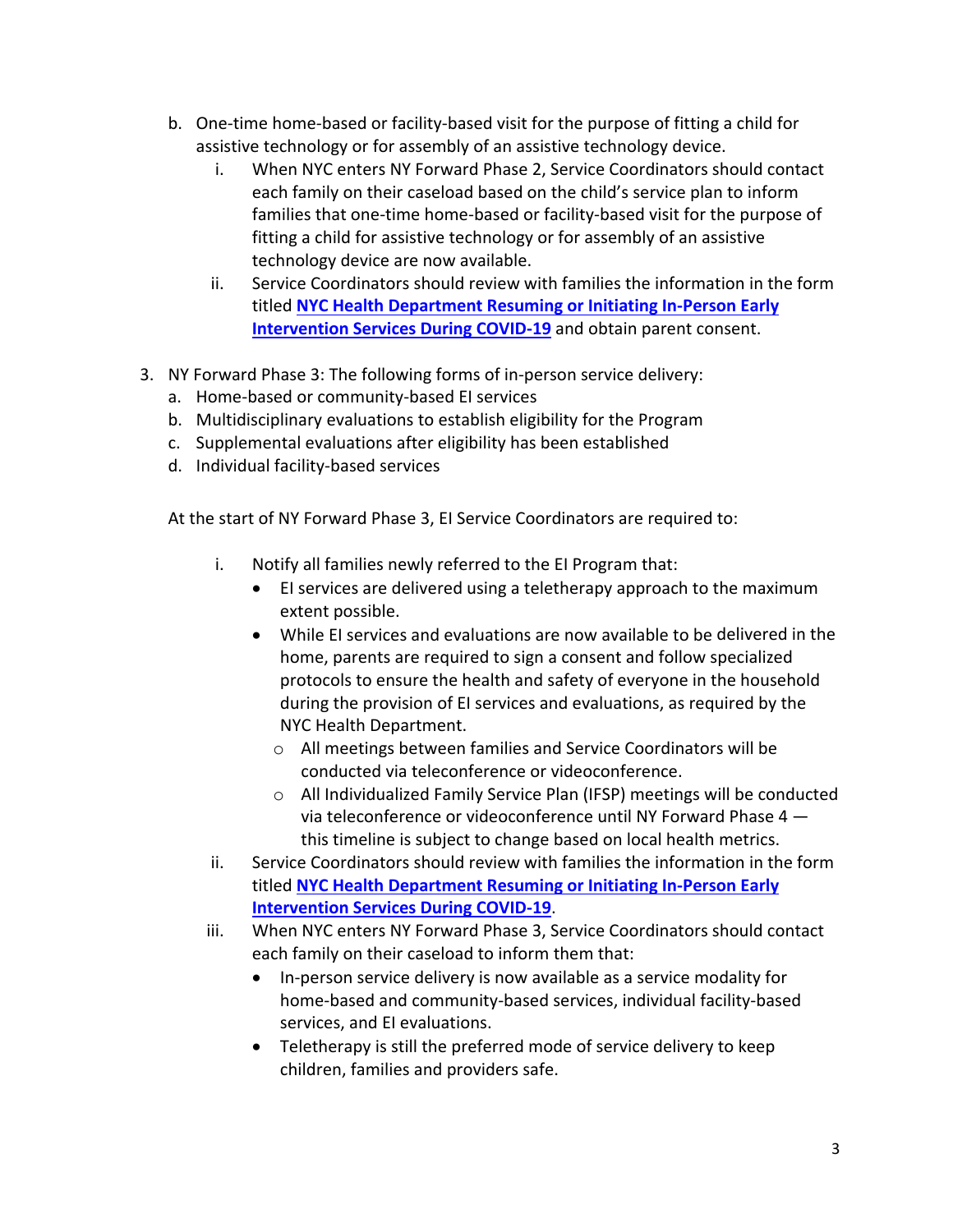b. One-time home-based or facility-based visit for the purpose of fitting a child for assistive technology or for assembly of an assistive technology device.
      i. When NYC enters NY Forward Phase 2, Service Coordinators should contact each family on their caseload based on the child's service plan to inform families that one-time home-based or facility-based visit for the purpose of fitting a child for assistive technology or for assembly of an assistive technology device are now available.
      ii. Service Coordinators should review with families the information in the form titled **NYC Health Department Resuming or Initiating In-Person Early Intervention Services During COVID-19** and obtain parent consent.

3. NY Forward Phase 3: The following forms of in-person service delivery:
   a. Home-based or community-based EI services
   b. Multidisciplinary evaluations to establish eligibility for the Program
   c. Supplemental evaluations after eligibility has been established
   d. Individual facility-based services

   At the start of NY Forward Phase 3, EI Service Coordinators are required to:

      i. Notify all families newly referred to the EI Program that:
         - EI services are delivered using a teletherapy approach to the maximum extent possible.
         - While EI services and evaluations are now available to be delivered in the home, parents are required to sign a consent and follow specialized protocols to ensure the health and safety of everyone in the household during the provision of EI services and evaluations, as required by the NYC Health Department.
            - All meetings between families and Service Coordinators will be conducted via teleconference or videoconference.
            - All Individualized Family Service Plan (IFSP) meetings will be conducted via teleconference or videoconference until NY Forward Phase 4 — this timeline is subject to change based on local health metrics.
      ii. Service Coordinators should review with families the information in the form titled **NYC Health Department Resuming or Initiating In-Person Early Intervention Services During COVID-19**.
      iii. When NYC enters NY Forward Phase 3, Service Coordinators should contact each family on their caseload to inform them that:
         - In-person service delivery is now available as a service modality for home-based and community-based services, individual facility-based services, and EI evaluations.
         - Teletherapy is still the preferred mode of service delivery to keep children, families and providers safe.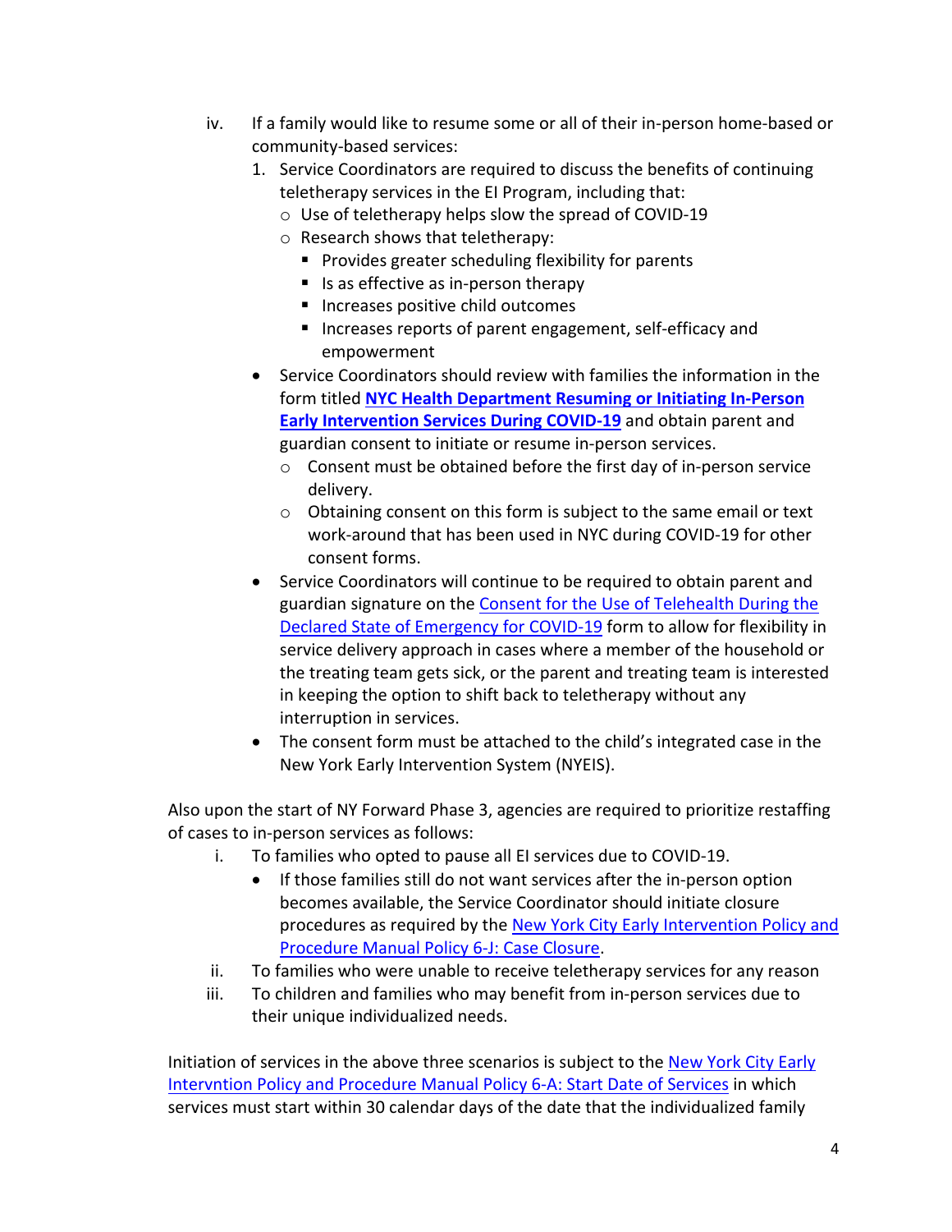iv. If a family would like to resume some or all of their in-person home-based or community-based services:
   1. Service Coordinators are required to discuss the benefits of continuing teletherapy services in the EI Program, including that:
      - Use of teletherapy helps slow the spread of COVID-19
      - Research shows that teletherapy:
        - Provides greater scheduling flexibility for parents
        - Is as effective as in-person therapy
        - Increases positive child outcomes
        - Increases reports of parent engagement, self-efficacy and empowerment
   - Service Coordinators should review with families the information in the form titled **NYC Health Department Resuming or Initiating In-Person Early Intervention Services During COVID-19** and obtain parent and guardian consent to initiate or resume in-person services.
      - Consent must be obtained before the first day of in-person service delivery.
      - Obtaining consent on this form is subject to the same email or text work-around that has been used in NYC during COVID-19 for other consent forms.
   - Service Coordinators will continue to be required to obtain parent and guardian signature on the Consent for the Use of Telehealth During the Declared State of Emergency for COVID-19 form to allow for flexibility in service delivery approach in cases where a member of the household or the treating team gets sick, or the parent and treating team is interested in keeping the option to shift back to teletherapy without any interruption in services.
   - The consent form must be attached to the child's integrated case in the New York Early Intervention System (NYEIS).

Also upon the start of NY Forward Phase 3, agencies are required to prioritize restaffing of cases to in-person services as follows:

i. To families who opted to pause all EI services due to COVID-19.
   - If those families still do not want services after the in-person option becomes available, the Service Coordinator should initiate closure procedures as required by the New York City Early Intervention Policy and Procedure Manual Policy 6-J: Case Closure.

ii. To families who were unable to receive teletherapy services for any reason

iii. To children and families who may benefit from in-person services due to their unique individualized needs.

Initiation of services in the above three scenarios is subject to the New York City Early Intervntion Policy and Procedure Manual Policy 6-A: Start Date of Services in which services must start within 30 calendar days of the date that the individualized family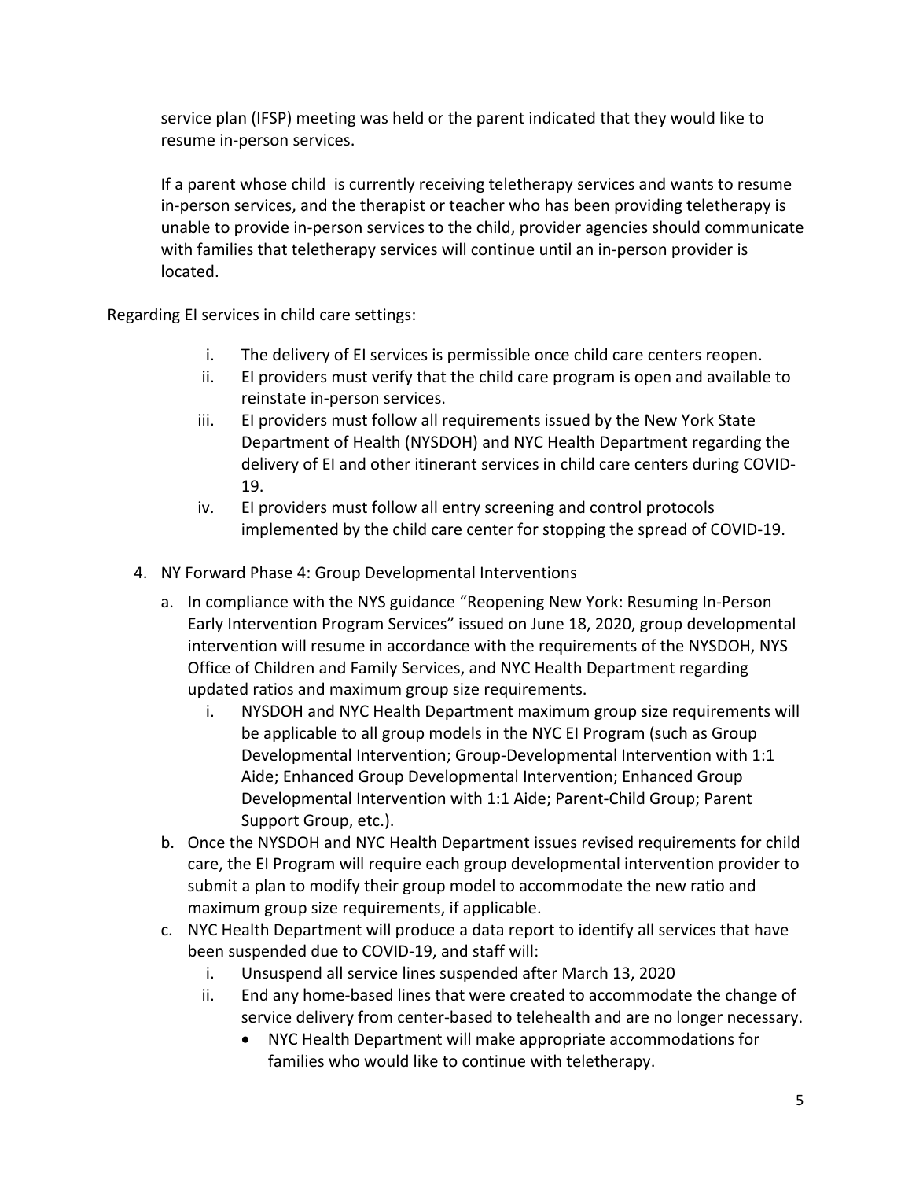service plan (IFSP) meeting was held or the parent indicated that they would like to resume in-person services.

If a parent whose child  is currently receiving teletherapy services and wants to resume in-person services, and the therapist or teacher who has been providing teletherapy is unable to provide in-person services to the child, provider agencies should communicate with families that teletherapy services will continue until an in-person provider is located.

Regarding EI services in child care settings:

i. The delivery of EI services is permissible once child care centers reopen.
ii. EI providers must verify that the child care program is open and available to reinstate in-person services.
iii. EI providers must follow all requirements issued by the New York State Department of Health (NYSDOH) and NYC Health Department regarding the delivery of EI and other itinerant services in child care centers during COVID-19.
iv. EI providers must follow all entry screening and control protocols implemented by the child care center for stopping the spread of COVID-19.

4. NY Forward Phase 4: Group Developmental Interventions
   a. In compliance with the NYS guidance "Reopening New York: Resuming In-Person Early Intervention Program Services" issued on June 18, 2020, group developmental intervention will resume in accordance with the requirements of the NYSDOH, NYS Office of Children and Family Services, and NYC Health Department regarding updated ratios and maximum group size requirements.
      i. NYSDOH and NYC Health Department maximum group size requirements will be applicable to all group models in the NYC EI Program (such as Group Developmental Intervention; Group-Developmental Intervention with 1:1 Aide; Enhanced Group Developmental Intervention; Enhanced Group Developmental Intervention with 1:1 Aide; Parent-Child Group; Parent Support Group, etc.).
   b. Once the NYSDOH and NYC Health Department issues revised requirements for child care, the EI Program will require each group developmental intervention provider to submit a plan to modify their group model to accommodate the new ratio and maximum group size requirements, if applicable.
   c. NYC Health Department will produce a data report to identify all services that have been suspended due to COVID-19, and staff will:
      i. Unsuspend all service lines suspended after March 13, 2020
      ii. End any home-based lines that were created to accommodate the change of service delivery from center-based to telehealth and are no longer necessary.
         - NYC Health Department will make appropriate accommodations for families who would like to continue with teletherapy.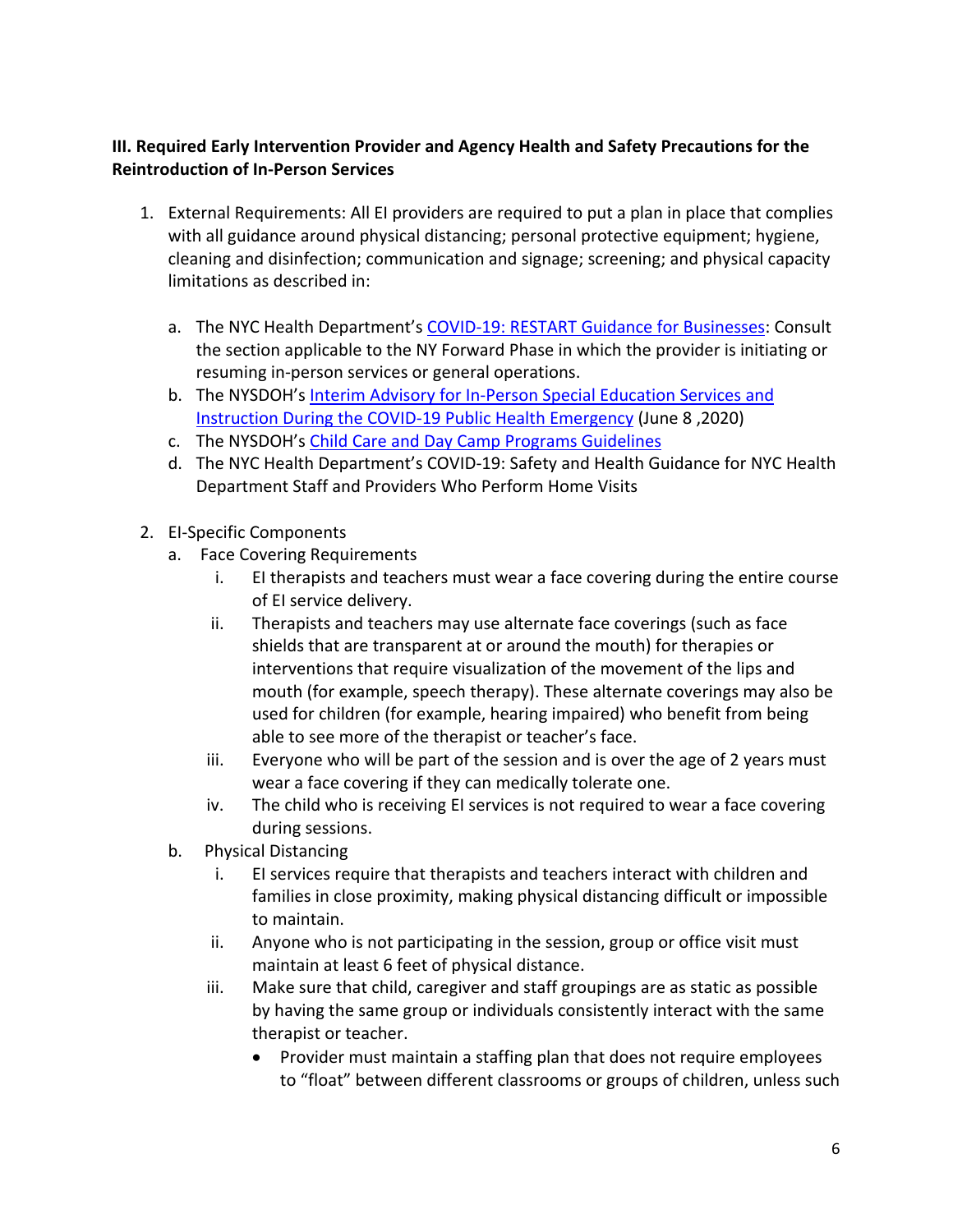**III. Required Early Intervention Provider and Agency Health and Safety Precautions for the Reintroduction of In-Person Services**

1. External Requirements: All EI providers are required to put a plan in place that complies with all guidance around physical distancing; personal protective equipment; hygiene, cleaning and disinfection; communication and signage; screening; and physical capacity limitations as described in:

   a. The NYC Health Department's [COVID-19: RESTART Guidance for Businesses](): Consult the section applicable to the NY Forward Phase in which the provider is initiating or resuming in-person services or general operations.
   b. The NYSDOH's [Interim Advisory for In-Person Special Education Services and Instruction During the COVID-19 Public Health Emergency]() (June 8 ,2020)
   c. The NYSDOH's [Child Care and Day Camp Programs Guidelines]()
   d. The NYC Health Department's COVID-19: Safety and Health Guidance for NYC Health Department Staff and Providers Who Perform Home Visits

2. EI-Specific Components
   a. Face Covering Requirements
      i. EI therapists and teachers must wear a face covering during the entire course of EI service delivery.
      ii. Therapists and teachers may use alternate face coverings (such as face shields that are transparent at or around the mouth) for therapies or interventions that require visualization of the movement of the lips and mouth (for example, speech therapy). These alternate coverings may also be used for children (for example, hearing impaired) who benefit from being able to see more of the therapist or teacher's face.
      iii. Everyone who will be part of the session and is over the age of 2 years must wear a face covering if they can medically tolerate one.
      iv. The child who is receiving EI services is not required to wear a face covering during sessions.
   b. Physical Distancing
      i. EI services require that therapists and teachers interact with children and families in close proximity, making physical distancing difficult or impossible to maintain.
      ii. Anyone who is not participating in the session, group or office visit must maintain at least 6 feet of physical distance.
      iii. Make sure that child, caregiver and staff groupings are as static as possible by having the same group or individuals consistently interact with the same therapist or teacher.
         - Provider must maintain a staffing plan that does not require employees to "float" between different classrooms or groups of children, unless such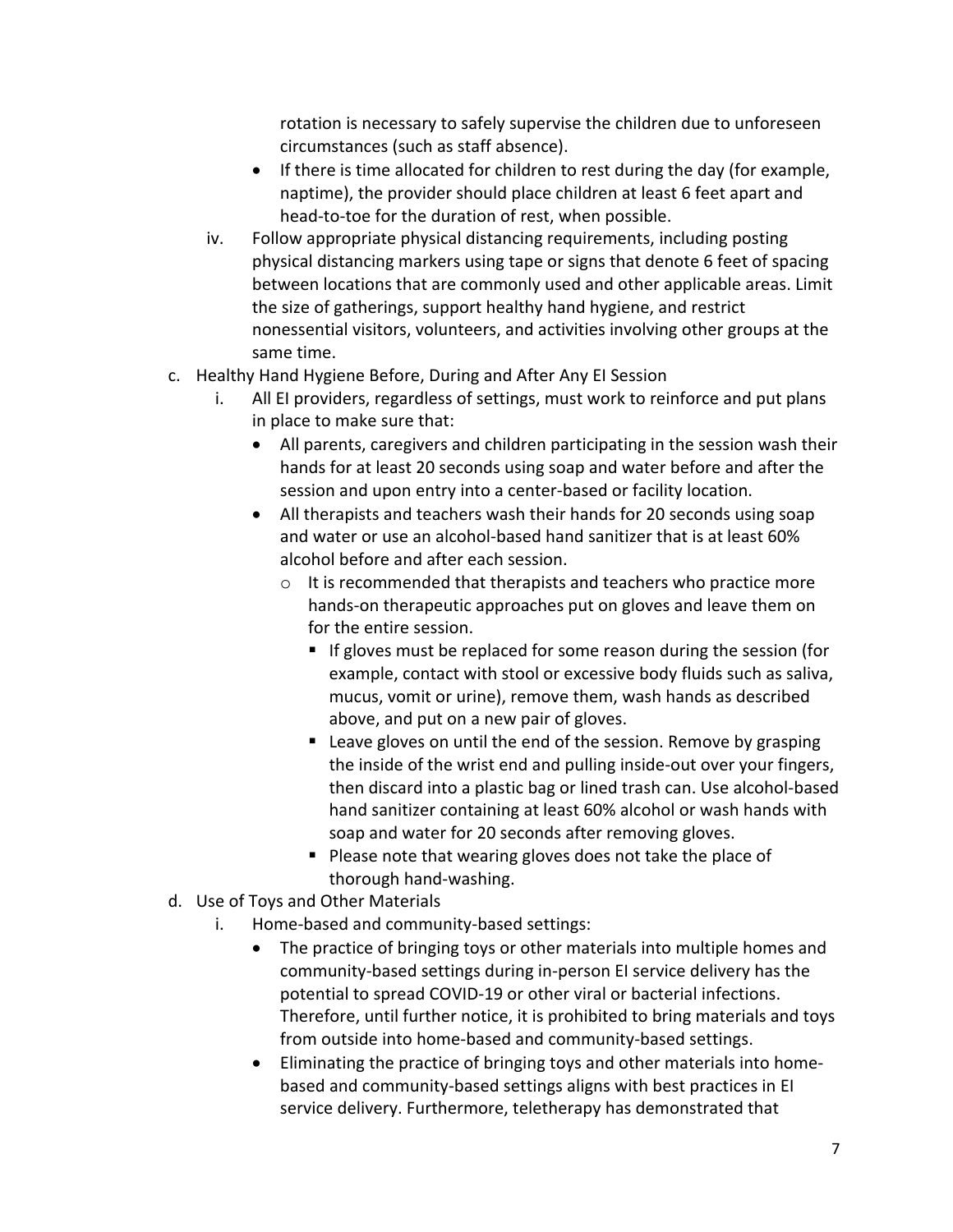rotation is necessary to safely supervise the children due to unforeseen circumstances (such as staff absence).

- If there is time allocated for children to rest during the day (for example, naptime), the provider should place children at least 6 feet apart and head-to-toe for the duration of rest, when possible.

iv. Follow appropriate physical distancing requirements, including posting physical distancing markers using tape or signs that denote 6 feet of spacing between locations that are commonly used and other applicable areas. Limit the size of gatherings, support healthy hand hygiene, and restrict nonessential visitors, volunteers, and activities involving other groups at the same time.

c. Healthy Hand Hygiene Before, During and After Any EI Session

i. All EI providers, regardless of settings, must work to reinforce and put plans in place to make sure that:

- All parents, caregivers and children participating in the session wash their hands for at least 20 seconds using soap and water before and after the session and upon entry into a center-based or facility location.
- All therapists and teachers wash their hands for 20 seconds using soap and water or use an alcohol-based hand sanitizer that is at least 60% alcohol before and after each session.
  - It is recommended that therapists and teachers who practice more hands-on therapeutic approaches put on gloves and leave them on for the entire session.
    - If gloves must be replaced for some reason during the session (for example, contact with stool or excessive body fluids such as saliva, mucus, vomit or urine), remove them, wash hands as described above, and put on a new pair of gloves.
    - Leave gloves on until the end of the session. Remove by grasping the inside of the wrist end and pulling inside-out over your fingers, then discard into a plastic bag or lined trash can. Use alcohol-based hand sanitizer containing at least 60% alcohol or wash hands with soap and water for 20 seconds after removing gloves.
    - Please note that wearing gloves does not take the place of thorough hand-washing.

d. Use of Toys and Other Materials

i. Home-based and community-based settings:

- The practice of bringing toys or other materials into multiple homes and community-based settings during in-person EI service delivery has the potential to spread COVID-19 or other viral or bacterial infections. Therefore, until further notice, it is prohibited to bring materials and toys from outside into home-based and community-based settings.
- Eliminating the practice of bringing toys and other materials into home-based and community-based settings aligns with best practices in EI service delivery. Furthermore, teletherapy has demonstrated that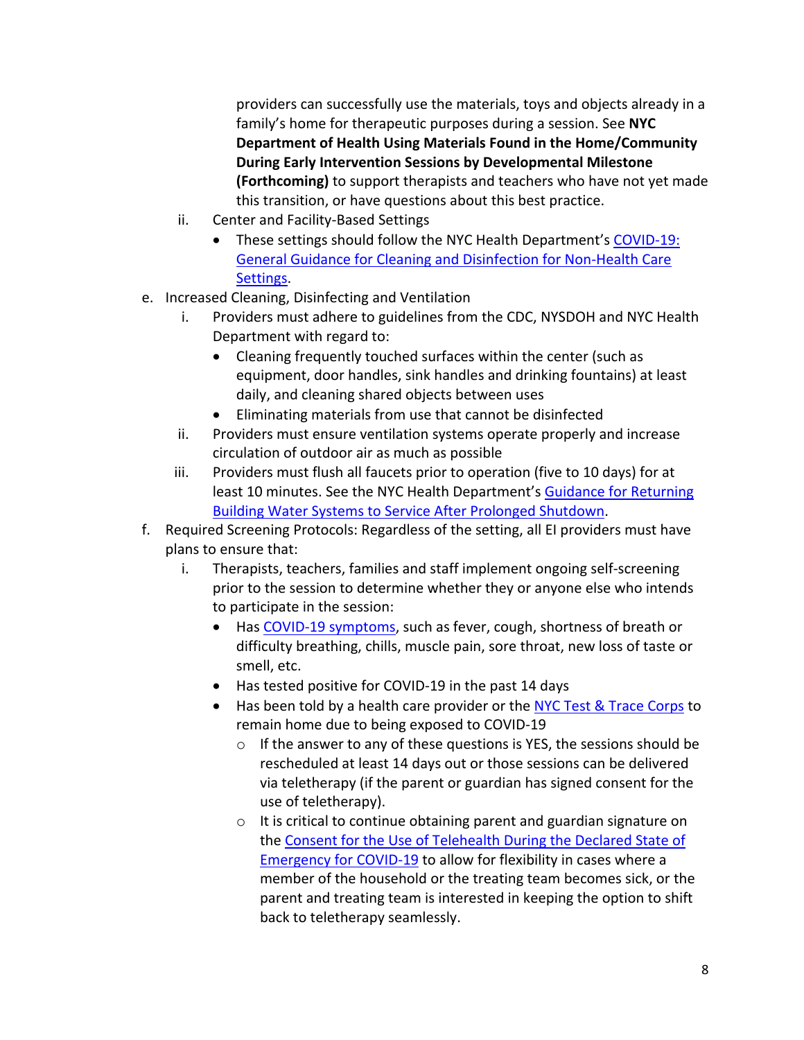providers can successfully use the materials, toys and objects already in a family's home for therapeutic purposes during a session. See **NYC Department of Health Using Materials Found in the Home/Community During Early Intervention Sessions by Developmental Milestone (Forthcoming)** to support therapists and teachers who have not yet made this transition, or have questions about this best practice.

ii. Center and Facility-Based Settings
   - These settings should follow the NYC Health Department's COVID-19: General Guidance for Cleaning and Disinfection for Non-Health Care Settings.

e. Increased Cleaning, Disinfecting and Ventilation
   i. Providers must adhere to guidelines from the CDC, NYSDOH and NYC Health Department with regard to:
      - Cleaning frequently touched surfaces within the center (such as equipment, door handles, sink handles and drinking fountains) at least daily, and cleaning shared objects between uses
      - Eliminating materials from use that cannot be disinfected
   ii. Providers must ensure ventilation systems operate properly and increase circulation of outdoor air as much as possible
   iii. Providers must flush all faucets prior to operation (five to 10 days) for at least 10 minutes. See the NYC Health Department's Guidance for Returning Building Water Systems to Service After Prolonged Shutdown.

f. Required Screening Protocols: Regardless of the setting, all EI providers must have plans to ensure that:
   i. Therapists, teachers, families and staff implement ongoing self-screening prior to the session to determine whether they or anyone else who intends to participate in the session:
      - Has COVID-19 symptoms, such as fever, cough, shortness of breath or difficulty breathing, chills, muscle pain, sore throat, new loss of taste or smell, etc.
      - Has tested positive for COVID-19 in the past 14 days
      - Has been told by a health care provider or the NYC Test & Trace Corps to remain home due to being exposed to COVID-19
         - If the answer to any of these questions is YES, the sessions should be rescheduled at least 14 days out or those sessions can be delivered via teletherapy (if the parent or guardian has signed consent for the use of teletherapy).
         - It is critical to continue obtaining parent and guardian signature on the Consent for the Use of Telehealth During the Declared State of Emergency for COVID-19 to allow for flexibility in cases where a member of the household or the treating team becomes sick, or the parent and treating team is interested in keeping the option to shift back to teletherapy seamlessly.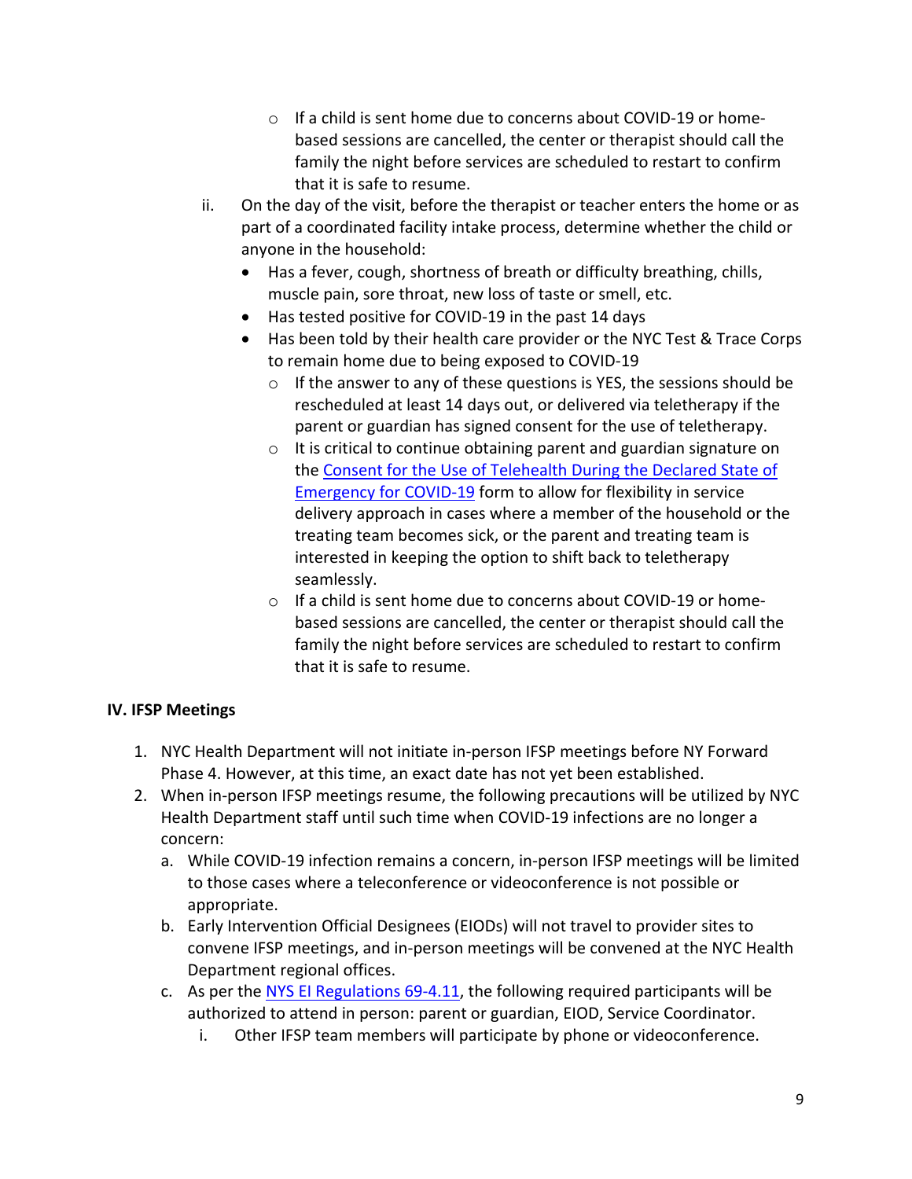- If a child is sent home due to concerns about COVID-19 or home-based sessions are cancelled, the center or therapist should call the family the night before services are scheduled to restart to confirm that it is safe to resume.

ii. On the day of the visit, before the therapist or teacher enters the home or as part of a coordinated facility intake process, determine whether the child or anyone in the household:

- Has a fever, cough, shortness of breath or difficulty breathing, chills, muscle pain, sore throat, new loss of taste or smell, etc.
- Has tested positive for COVID-19 in the past 14 days
- Has been told by their health care provider or the NYC Test & Trace Corps to remain home due to being exposed to COVID-19
  - If the answer to any of these questions is YES, the sessions should be rescheduled at least 14 days out, or delivered via teletherapy if the parent or guardian has signed consent for the use of teletherapy.
  - It is critical to continue obtaining parent and guardian signature on the Consent for the Use of Telehealth During the Declared State of Emergency for COVID-19 form to allow for flexibility in service delivery approach in cases where a member of the household or the treating team becomes sick, or the parent and treating team is interested in keeping the option to shift back to teletherapy seamlessly.
  - If a child is sent home due to concerns about COVID-19 or home-based sessions are cancelled, the center or therapist should call the family the night before services are scheduled to restart to confirm that it is safe to resume.

**IV. IFSP Meetings**

1. NYC Health Department will not initiate in-person IFSP meetings before NY Forward Phase 4. However, at this time, an exact date has not yet been established.
2. When in-person IFSP meetings resume, the following precautions will be utilized by NYC Health Department staff until such time when COVID-19 infections are no longer a concern:
   a. While COVID-19 infection remains a concern, in-person IFSP meetings will be limited to those cases where a teleconference or videoconference is not possible or appropriate.
   b. Early Intervention Official Designees (EIODs) will not travel to provider sites to convene IFSP meetings, and in-person meetings will be convened at the NYC Health Department regional offices.
   c. As per the NYS EI Regulations 69-4.11, the following required participants will be authorized to attend in person: parent or guardian, EIOD, Service Coordinator.
      i. Other IFSP team members will participate by phone or videoconference.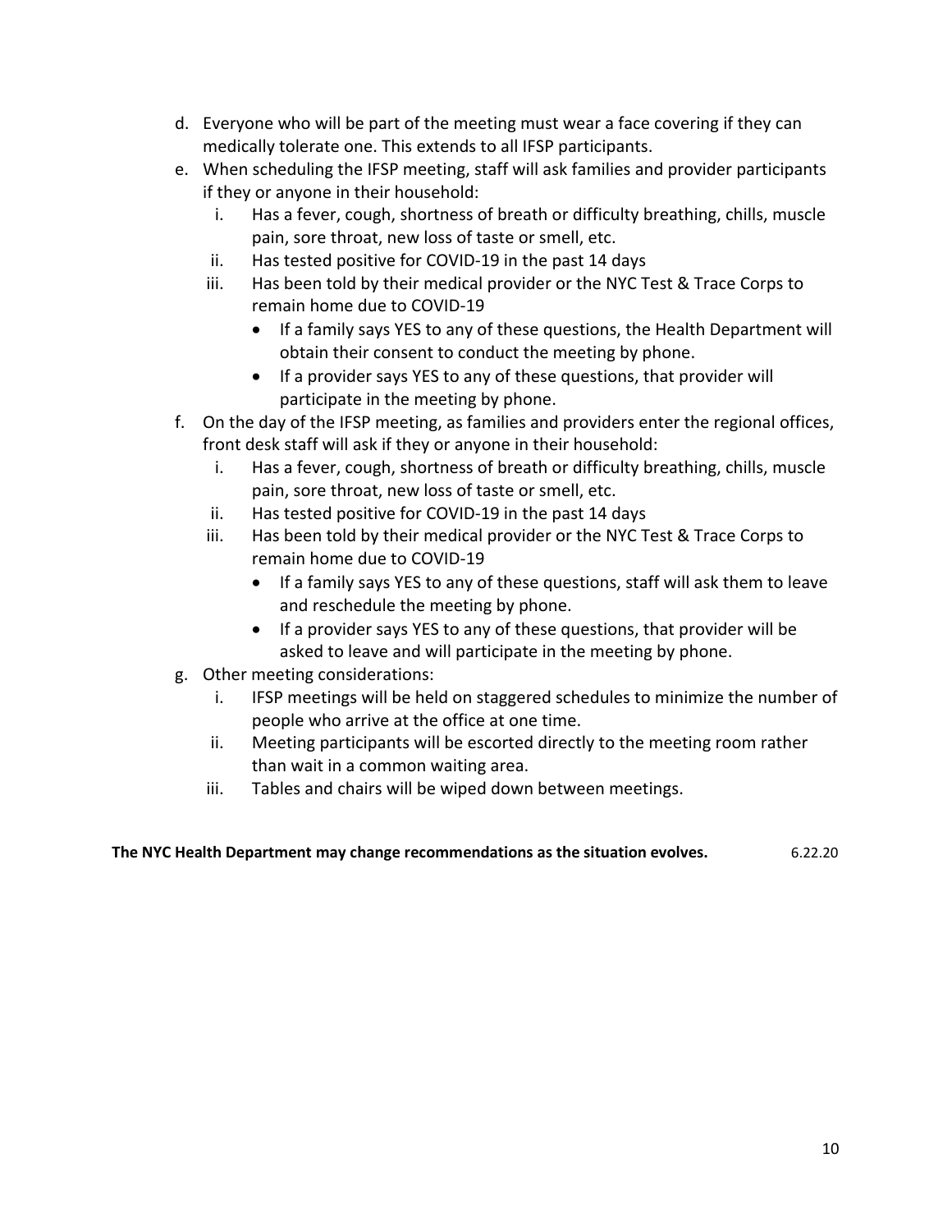d. Everyone who will be part of the meeting must wear a face covering if they can medically tolerate one. This extends to all IFSP participants.
e. When scheduling the IFSP meeting, staff will ask families and provider participants if they or anyone in their household:
   i. Has a fever, cough, shortness of breath or difficulty breathing, chills, muscle pain, sore throat, new loss of taste or smell, etc.
   ii. Has tested positive for COVID-19 in the past 14 days
   iii. Has been told by their medical provider or the NYC Test & Trace Corps to remain home due to COVID-19
      - If a family says YES to any of these questions, the Health Department will obtain their consent to conduct the meeting by phone.
      - If a provider says YES to any of these questions, that provider will participate in the meeting by phone.
f. On the day of the IFSP meeting, as families and providers enter the regional offices, front desk staff will ask if they or anyone in their household:
   i. Has a fever, cough, shortness of breath or difficulty breathing, chills, muscle pain, sore throat, new loss of taste or smell, etc.
   ii. Has tested positive for COVID-19 in the past 14 days
   iii. Has been told by their medical provider or the NYC Test & Trace Corps to remain home due to COVID-19
      - If a family says YES to any of these questions, staff will ask them to leave and reschedule the meeting by phone.
      - If a provider says YES to any of these questions, that provider will be asked to leave and will participate in the meeting by phone.
g. Other meeting considerations:
   i. IFSP meetings will be held on staggered schedules to minimize the number of people who arrive at the office at one time.
   ii. Meeting participants will be escorted directly to the meeting room rather than wait in a common waiting area.
   iii. Tables and chairs will be wiped down between meetings.

**The NYC Health Department may change recommendations as the situation evolves.** 6.22.20